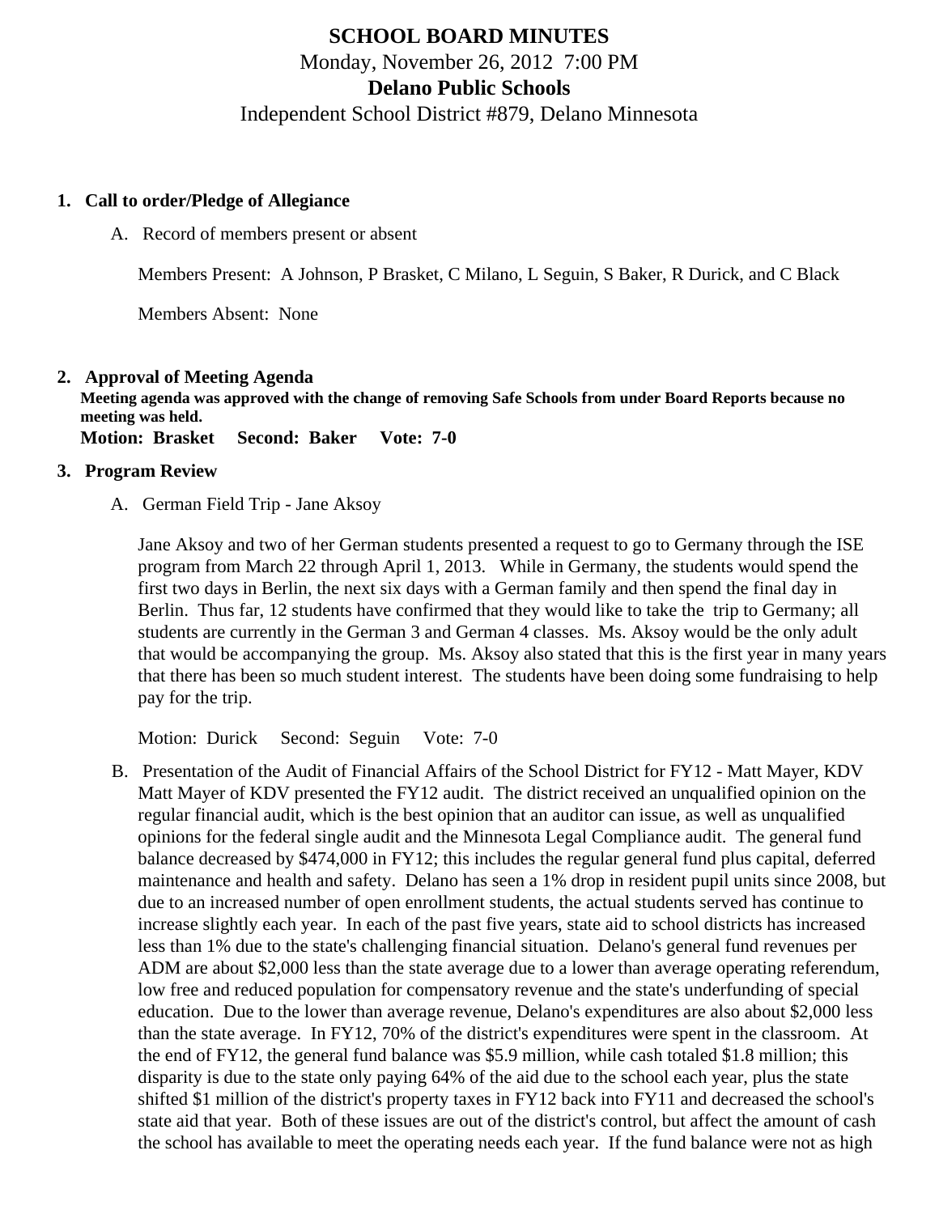# SCHOOL BOARD MINUTES

Monday, November 26, 2012 7:00 PM

**Delano Public Schools**

Independent School District #879, Delano Minnesota

## 1. Call to order/Pledge of Allegiance

A. Record of members present or absent

Members Present: A Johnson, P Brasket, C Milano, L Seguin, S Baker, R Durick, and C Black

Members Absent: None

## 2. Approval of Meeting Agenda

**Meeting agenda was approved with the change of removing Safe Schools from under Board Reports because no meeting was held.**

**Motion: Brasket Second: Baker Vote: 7-0**

## 3. Program Review

A. German Field Trip - Jane Aksoy

Jane Aksoy and two of her German students presented a request to go to Germany through the ISE program from March 22 through April 1, 2013. While in Germany, the students would spend the first two days in Berlin, the next six days with a German family and then spend the final day in Berlin. Thus far, 12 students have confirmed that they would like to take the trip to Germany; all students are currently in the German 3 and German 4 classes. Ms. Aksoy would be the only adult that would be accompanying the group. Ms. Aksoy also stated that this is the first year in many years that there has been so much student interest. The students have been doing some fundraising to help pay for the trip.

Motion: Durick Second: Seguin Vote: 7-0

B. Presentation of the Audit of Financial Affairs of the School District for FY12 - Matt Mayer, KDV

Matt Mayer of KDV presented the FY12 audit. The district received an unqualified opinion on the regular financial audit, which is the best opinion that an auditor can issue, as well as unqualified opinions for the federal single audit and the Minnesota Legal Compliance audit. The general fund balance decreased by $474,000 in FY12; this includes the regular general fund plus capital, deferred maintenance and health and safety. Delano has seen a 1% drop in resident pupil units since 2008, but due to an increased number of open enrollment students, the actual students served has continue to increase slightly each year. In each of the past five years, state aid to school districts has increased less than 1% due to the state's challenging financial situation. Delano's general fund revenues per ADM are about $2,000 less than the state average due to a lower than average operating referendum, low free and reduced population for compensatory revenue and the state's underfunding of special education. Due to the lower than average revenue, Delano's expenditures are also about $2,000 less than the state average. In FY12, 70% of the district's expenditures were spent in the classroom. At the end of FY12, the general fund balance was $5.9 million, while cash totaled $1.8 million; this disparity is due to the state only paying 64% of the aid due to the school each year, plus the state shifted $1 million of the district's property taxes in FY12 back into FY11 and decreased the school's state aid that year. Both of these issues are out of the district's control, but affect the amount of cash the school has available to meet the operating needs each year. If the fund balance were not as high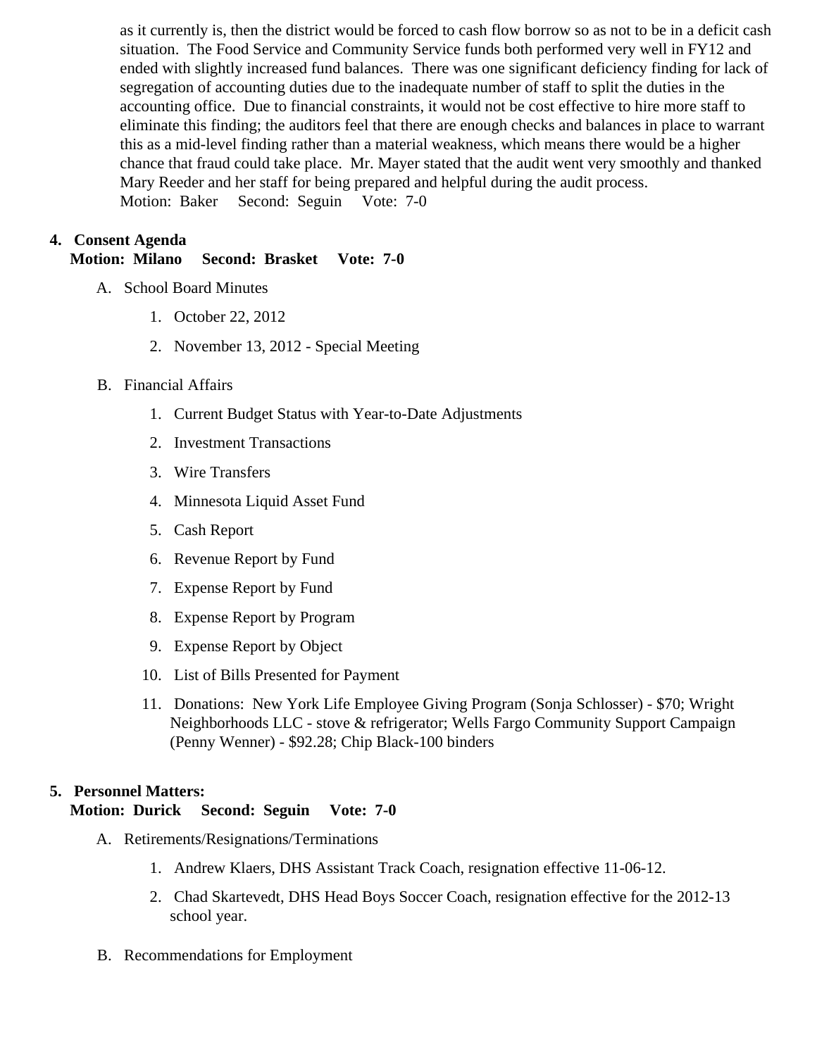as it currently is, then the district would be forced to cash flow borrow so as not to be in a deficit cash situation. The Food Service and Community Service funds both performed very well in FY12 and ended with slightly increased fund balances. There was one significant deficiency finding for lack of segregation of accounting duties due to the inadequate number of staff to split the duties in the accounting office. Due to financial constraints, it would not be cost effective to hire more staff to eliminate this finding; the auditors feel that there are enough checks and balances in place to warrant this as a mid-level finding rather than a material weakness, which means there would be a higher chance that fraud could take place. Mr. Mayer stated that the audit went very smoothly and thanked Mary Reeder and her staff for being prepared and helpful during the audit process.
Motion: Baker Second: Seguin Vote: 7-0

4. **Consent Agenda**
   **Motion: Milano Second: Brasket Vote: 7-0**

   A. School Board Minutes

      1. October 22, 2012
      2. November 13, 2012 - Special Meeting

   B. Financial Affairs

      1. Current Budget Status with Year-to-Date Adjustments
      2. Investment Transactions
      3. Wire Transfers
      4. Minnesota Liquid Asset Fund
      5. Cash Report
      6. Revenue Report by Fund
      7. Expense Report by Fund
      8. Expense Report by Program
      9. Expense Report by Object
      10. List of Bills Presented for Payment
      11. Donations: New York Life Employee Giving Program (Sonja Schlosser) - $70; Wright Neighborhoods LLC - stove & refrigerator; Wells Fargo Community Support Campaign (Penny Wenner) - $92.28; Chip Black-100 binders

5. **Personnel Matters:**
   **Motion: Durick Second: Seguin Vote: 7-0**

   A. Retirements/Resignations/Terminations

      1. Andrew Klaers, DHS Assistant Track Coach, resignation effective 11-06-12.
      2. Chad Skartevedt, DHS Head Boys Soccer Coach, resignation effective for the 2012-13 school year.

   B. Recommendations for Employment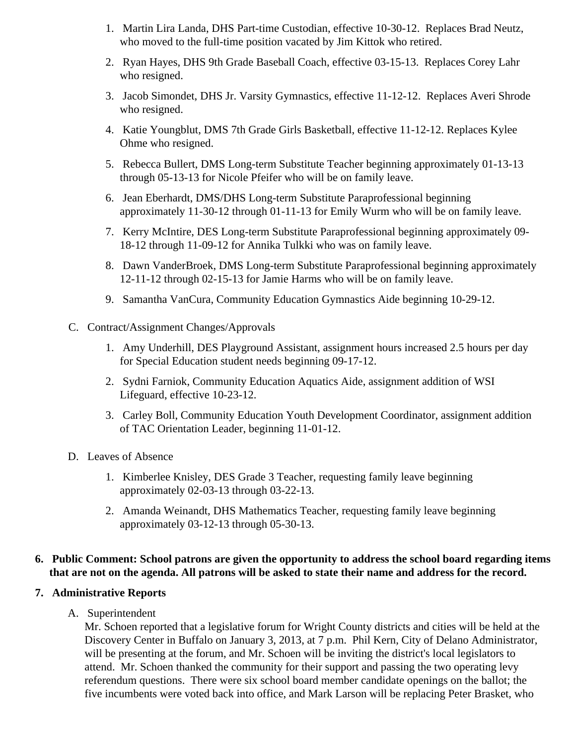1. Martin Lira Landa, DHS Part-time Custodian, effective 10-30-12. Replaces Brad Neutz, who moved to the full-time position vacated by Jim Kittok who retired.
2. Ryan Hayes, DHS 9th Grade Baseball Coach, effective 03-15-13. Replaces Corey Lahr who resigned.
3. Jacob Simondet, DHS Jr. Varsity Gymnastics, effective 11-12-12. Replaces Averi Shrode who resigned.
4. Katie Youngblut, DMS 7th Grade Girls Basketball, effective 11-12-12. Replaces Kylee Ohme who resigned.
5. Rebecca Bullert, DMS Long-term Substitute Teacher beginning approximately 01-13-13 through 05-13-13 for Nicole Pfeifer who will be on family leave.
6. Jean Eberhardt, DMS/DHS Long-term Substitute Paraprofessional beginning approximately 11-30-12 through 01-11-13 for Emily Wurm who will be on family leave.
7. Kerry McIntire, DES Long-term Substitute Paraprofessional beginning approximately 09-18-12 through 11-09-12 for Annika Tulkki who was on family leave.
8. Dawn VanderBroek, DMS Long-term Substitute Paraprofessional beginning approximately 12-11-12 through 02-15-13 for Jamie Harms who will be on family leave.
9. Samantha VanCura, Community Education Gymnastics Aide beginning 10-29-12.

C. Contract/Assignment Changes/Approvals

1. Amy Underhill, DES Playground Assistant, assignment hours increased 2.5 hours per day for Special Education student needs beginning 09-17-12.
2. Sydni Farniok, Community Education Aquatics Aide, assignment addition of WSI Lifeguard, effective 10-23-12.
3. Carley Boll, Community Education Youth Development Coordinator, assignment addition of TAC Orientation Leader, beginning 11-01-12.

D. Leaves of Absence

1. Kimberlee Knisley, DES Grade 3 Teacher, requesting family leave beginning approximately 02-03-13 through 03-22-13.
2. Amanda Weinandt, DHS Mathematics Teacher, requesting family leave beginning approximately 03-12-13 through 05-30-13.

**6. Public Comment: School patrons are given the opportunity to address the school board regarding items that are not on the agenda. All patrons will be asked to state their name and address for the record.**

**7. Administrative Reports**

A. Superintendent

Mr. Schoen reported that a legislative forum for Wright County districts and cities will be held at the Discovery Center in Buffalo on January 3, 2013, at 7 p.m. Phil Kern, City of Delano Administrator, will be presenting at the forum, and Mr. Schoen will be inviting the district's local legislators to attend. Mr. Schoen thanked the community for their support and passing the two operating levy referendum questions. There were six school board member candidate openings on the ballot; the five incumbents were voted back into office, and Mark Larson will be replacing Peter Brasket, who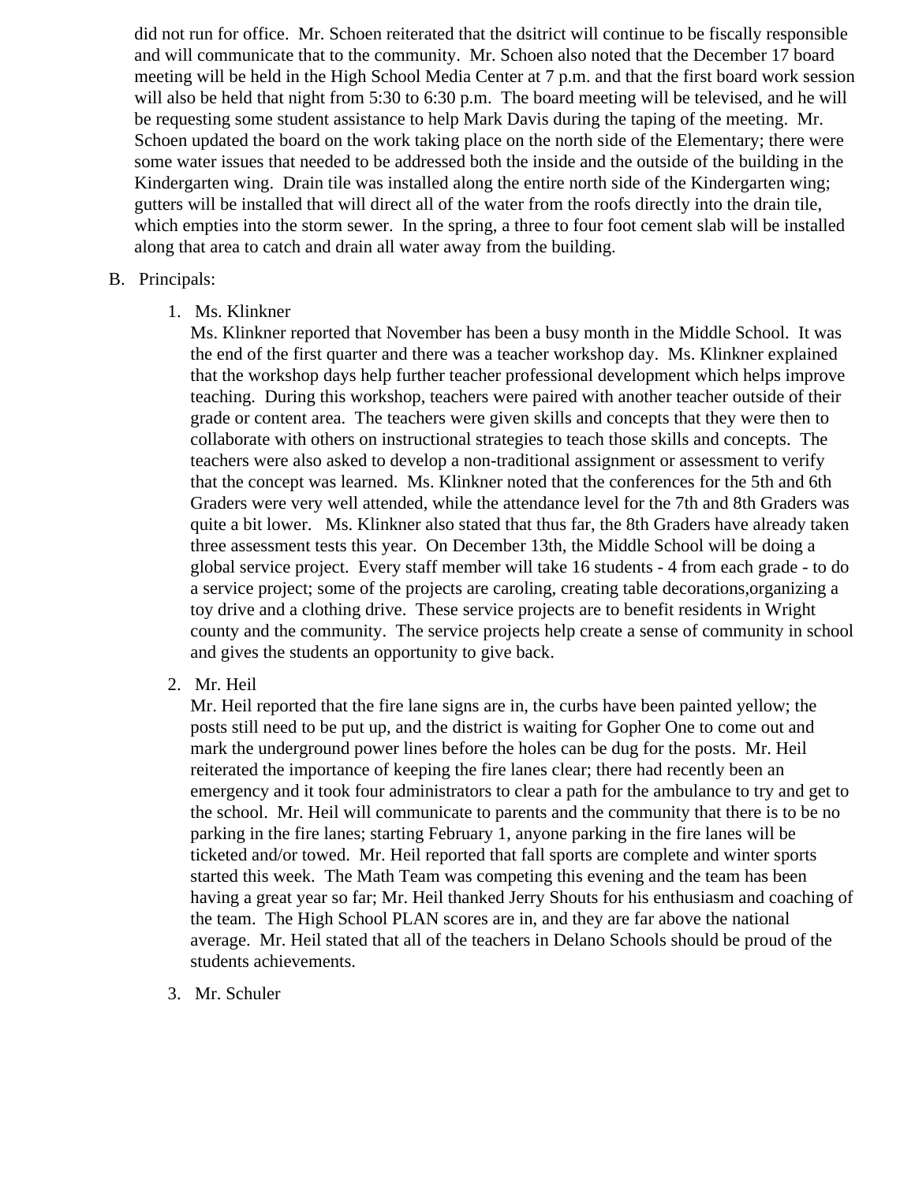did not run for office. Mr. Schoen reiterated that the dsitrict will continue to be fiscally responsible and will communicate that to the community. Mr. Schoen also noted that the December 17 board meeting will be held in the High School Media Center at 7 p.m. and that the first board work session will also be held that night from 5:30 to 6:30 p.m. The board meeting will be televised, and he will be requesting some student assistance to help Mark Davis during the taping of the meeting. Mr. Schoen updated the board on the work taking place on the north side of the Elementary; there were some water issues that needed to be addressed both the inside and the outside of the building in the Kindergarten wing. Drain tile was installed along the entire north side of the Kindergarten wing; gutters will be installed that will direct all of the water from the roofs directly into the drain tile, which empties into the storm sewer. In the spring, a three to four foot cement slab will be installed along that area to catch and drain all water away from the building.

B. Principals:

1. Ms. Klinkner
   Ms. Klinkner reported that November has been a busy month in the Middle School. It was the end of the first quarter and there was a teacher workshop day. Ms. Klinkner explained that the workshop days help further teacher professional development which helps improve teaching. During this workshop, teachers were paired with another teacher outside of their grade or content area. The teachers were given skills and concepts that they were then to collaborate with others on instructional strategies to teach those skills and concepts. The teachers were also asked to develop a non-traditional assignment or assessment to verify that the concept was learned. Ms. Klinkner noted that the conferences for the 5th and 6th Graders were very well attended, while the attendance level for the 7th and 8th Graders was quite a bit lower. Ms. Klinkner also stated that thus far, the 8th Graders have already taken three assessment tests this year. On December 13th, the Middle School will be doing a global service project. Every staff member will take 16 students - 4 from each grade - to do a service project; some of the projects are caroling, creating table decorations,organizing a toy drive and a clothing drive. These service projects are to benefit residents in Wright county and the community. The service projects help create a sense of community in school and gives the students an opportunity to give back.

2. Mr. Heil
   Mr. Heil reported that the fire lane signs are in, the curbs have been painted yellow; the posts still need to be put up, and the district is waiting for Gopher One to come out and mark the underground power lines before the holes can be dug for the posts. Mr. Heil reiterated the importance of keeping the fire lanes clear; there had recently been an emergency and it took four administrators to clear a path for the ambulance to try and get to the school. Mr. Heil will communicate to parents and the community that there is to be no parking in the fire lanes; starting February 1, anyone parking in the fire lanes will be ticketed and/or towed. Mr. Heil reported that fall sports are complete and winter sports started this week. The Math Team was competing this evening and the team has been having a great year so far; Mr. Heil thanked Jerry Shouts for his enthusiasm and coaching of the team. The High School PLAN scores are in, and they are far above the national average. Mr. Heil stated that all of the teachers in Delano Schools should be proud of the students achievements.

3. Mr. Schuler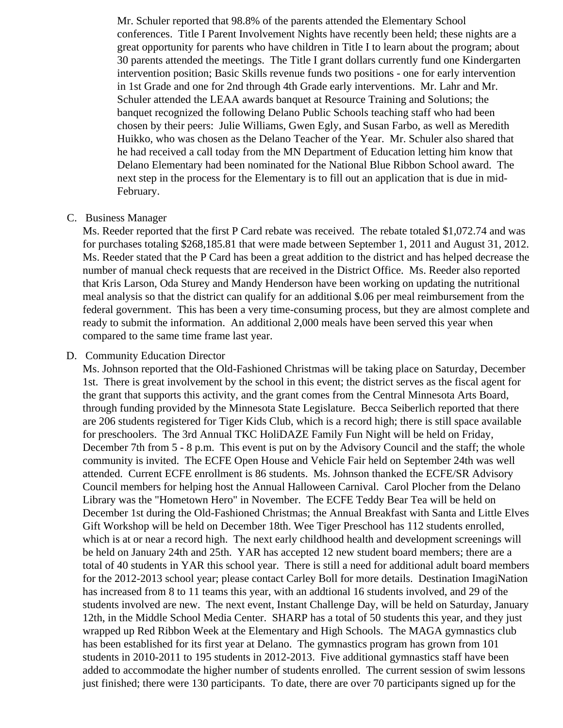Mr. Schuler reported that 98.8% of the parents attended the Elementary School conferences. Title I Parent Involvement Nights have recently been held; these nights are a great opportunity for parents who have children in Title I to learn about the program; about 30 parents attended the meetings. The Title I grant dollars currently fund one Kindergarten intervention position; Basic Skills revenue funds two positions - one for early intervention in 1st Grade and one for 2nd through 4th Grade early interventions. Mr. Lahr and Mr. Schuler attended the LEAA awards banquet at Resource Training and Solutions; the banquet recognized the following Delano Public Schools teaching staff who had been chosen by their peers: Julie Williams, Gwen Egly, and Susan Farbo, as well as Meredith Huikko, who was chosen as the Delano Teacher of the Year. Mr. Schuler also shared that he had received a call today from the MN Department of Education letting him know that Delano Elementary had been nominated for the National Blue Ribbon School award. The next step in the process for the Elementary is to fill out an application that is due in mid-February.

C. Business Manager

Ms. Reeder reported that the first P Card rebate was received. The rebate totaled $1,072.74 and was for purchases totaling $268,185.81 that were made between September 1, 2011 and August 31, 2012. Ms. Reeder stated that the P Card has been a great addition to the district and has helped decrease the number of manual check requests that are received in the District Office. Ms. Reeder also reported that Kris Larson, Oda Sturey and Mandy Henderson have been working on updating the nutritional meal analysis so that the district can qualify for an additional $.06 per meal reimbursement from the federal government. This has been a very time-consuming process, but they are almost complete and ready to submit the information. An additional 2,000 meals have been served this year when compared to the same time frame last year.

D. Community Education Director

Ms. Johnson reported that the Old-Fashioned Christmas will be taking place on Saturday, December 1st. There is great involvement by the school in this event; the district serves as the fiscal agent for the grant that supports this activity, and the grant comes from the Central Minnesota Arts Board, through funding provided by the Minnesota State Legislature. Becca Seiberlich reported that there are 206 students registered for Tiger Kids Club, which is a record high; there is still space available for preschoolers. The 3rd Annual TKC HoliDAZE Family Fun Night will be held on Friday, December 7th from 5 - 8 p.m. This event is put on by the Advisory Council and the staff; the whole community is invited. The ECFE Open House and Vehicle Fair held on September 24th was well attended. Current ECFE enrollment is 86 students. Ms. Johnson thanked the ECFE/SR Advisory Council members for helping host the Annual Halloween Carnival. Carol Plocher from the Delano Library was the "Hometown Hero" in November. The ECFE Teddy Bear Tea will be held on December 1st during the Old-Fashioned Christmas; the Annual Breakfast with Santa and Little Elves Gift Workshop will be held on December 18th. Wee Tiger Preschool has 112 students enrolled, which is at or near a record high. The next early childhood health and development screenings will be held on January 24th and 25th. YAR has accepted 12 new student board members; there are a total of 40 students in YAR this school year. There is still a need for additional adult board members for the 2012-2013 school year; please contact Carley Boll for more details. Destination ImagiNation has increased from 8 to 11 teams this year, with an addtional 16 students involved, and 29 of the students involved are new. The next event, Instant Challenge Day, will be held on Saturday, January 12th, in the Middle School Media Center. SHARP has a total of 50 students this year, and they just wrapped up Red Ribbon Week at the Elementary and High Schools. The MAGA gymnastics club has been established for its first year at Delano. The gymnastics program has grown from 101 students in 2010-2011 to 195 students in 2012-2013. Five additional gymnastics staff have been added to accommodate the higher number of students enrolled. The current session of swim lessons just finished; there were 130 participants. To date, there are over 70 participants signed up for the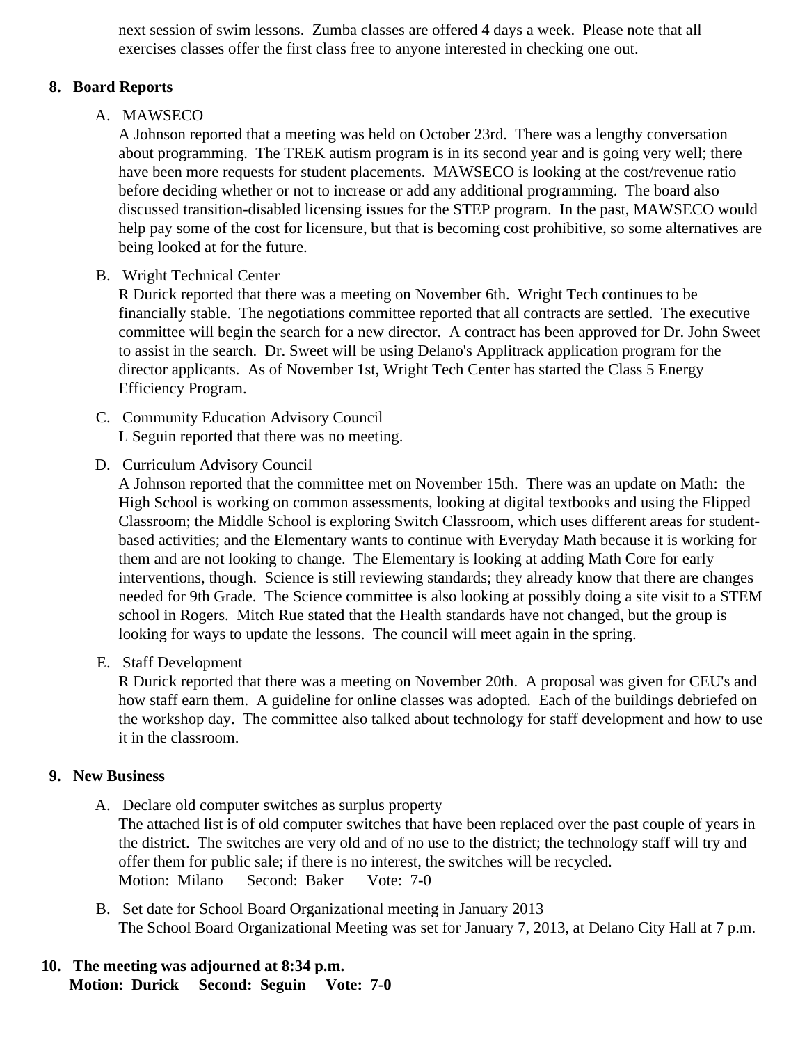next session of swim lessons. Zumba classes are offered 4 days a week. Please note that all exercises classes offer the first class free to anyone interested in checking one out.

**8. Board Reports**

A. MAWSECO
A Johnson reported that a meeting was held on October 23rd. There was a lengthy conversation about programming. The TREK autism program is in its second year and is going very well; there have been more requests for student placements. MAWSECO is looking at the cost/revenue ratio before deciding whether or not to increase or add any additional programming. The board also discussed transition-disabled licensing issues for the STEP program. In the past, MAWSECO would help pay some of the cost for licensure, but that is becoming cost prohibitive, so some alternatives are being looked at for the future.

B. Wright Technical Center
R Durick reported that there was a meeting on November 6th. Wright Tech continues to be financially stable. The negotiations committee reported that all contracts are settled. The executive committee will begin the search for a new director. A contract has been approved for Dr. John Sweet to assist in the search. Dr. Sweet will be using Delano's Applitrack application program for the director applicants. As of November 1st, Wright Tech Center has started the Class 5 Energy Efficiency Program.

C. Community Education Advisory Council
L Seguin reported that there was no meeting.

D. Curriculum Advisory Council
A Johnson reported that the committee met on November 15th. There was an update on Math: the High School is working on common assessments, looking at digital textbooks and using the Flipped Classroom; the Middle School is exploring Switch Classroom, which uses different areas for student-based activities; and the Elementary wants to continue with Everyday Math because it is working for them and are not looking to change. The Elementary is looking at adding Math Core for early interventions, though. Science is still reviewing standards; they already know that there are changes needed for 9th Grade. The Science committee is also looking at possibly doing a site visit to a STEM school in Rogers. Mitch Rue stated that the Health standards have not changed, but the group is looking for ways to update the lessons. The council will meet again in the spring.

E. Staff Development
R Durick reported that there was a meeting on November 20th. A proposal was given for CEU's and how staff earn them. A guideline for online classes was adopted. Each of the buildings debriefed on the workshop day. The committee also talked about technology for staff development and how to use it in the classroom.

**9. New Business**

A. Declare old computer switches as surplus property
The attached list is of old computer switches that have been replaced over the past couple of years in the district. The switches are very old and of no use to the district; the technology staff will try and offer them for public sale; if there is no interest, the switches will be recycled.
Motion: Milano  Second: Baker  Vote: 7-0

B. Set date for School Board Organizational meeting in January 2013
The School Board Organizational Meeting was set for January 7, 2013, at Delano City Hall at 7 p.m.

**10. The meeting was adjourned at 8:34 p.m.**
**Motion: Durick  Second: Seguin  Vote: 7-0**